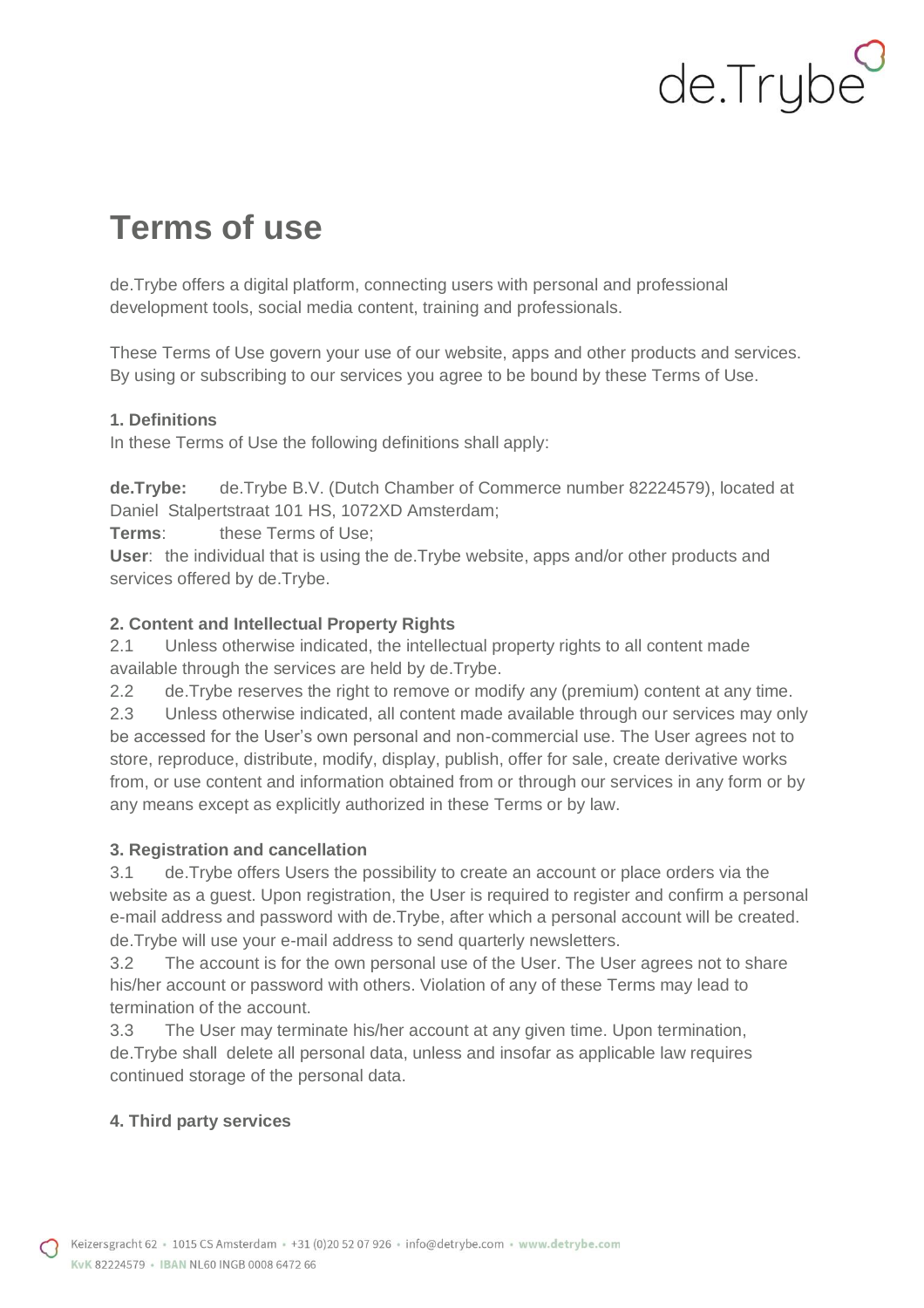# Terms of use

de.Trybe offers a digital platform, connecting users with personal and professional development tools, social media content, training and professionals.

These Terms of Use govern your use of our website, apps and other products and services. By using or subscribing to our services you agree to be bound by these Terms of Use.

**1. Definitions**

In these Terms of Use the following definitions shall apply:

**de.Trybe:** de.Trybe B.V. (Dutch Chamber of Commerce number 82224579), located at Daniel Stalpertstraat 101 HS, 1072XD Amsterdam;

**Terms**: these Terms of Use;

**User**: the individual that is using the de.Trybe website, apps and/or other products and services offered by de.Trybe.

**2. Content and Intellectual Property Rights**

2.1 Unless otherwise indicated, the intellectual property rights to all content made available through the services are held by de.Trybe.

2.2 de.Trybe reserves the right to remove or modify any (premium) content at any time.

2.3 Unless otherwise indicated, all content made available through our services may only be accessed for the User's own personal and non-commercial use. The User agrees not to store, reproduce, distribute, modify, display, publish, offer for sale, create derivative works from, or use content and information obtained from or through our services in any form or by any means except as explicitly authorized in these Terms or by law.

**3. Registration and cancellation**

3.1 de.Trybe offers Users the possibility to create an account or place orders via the website as a guest. Upon registration, the User is required to register and confirm a personal e-mail address and password with de.Trybe, after which a personal account will be created. de.Trybe will use your e-mail address to send quarterly newsletters.

3.2 The account is for the own personal use of the User. The User agrees not to share his/her account or password with others. Violation of any of these Terms may lead to termination of the account.

3.3 The User may terminate his/her account at any given time. Upon termination, de.Trybe shall delete all personal data, unless and insofar as applicable law requires continued storage of the personal data.

**4. Third party services**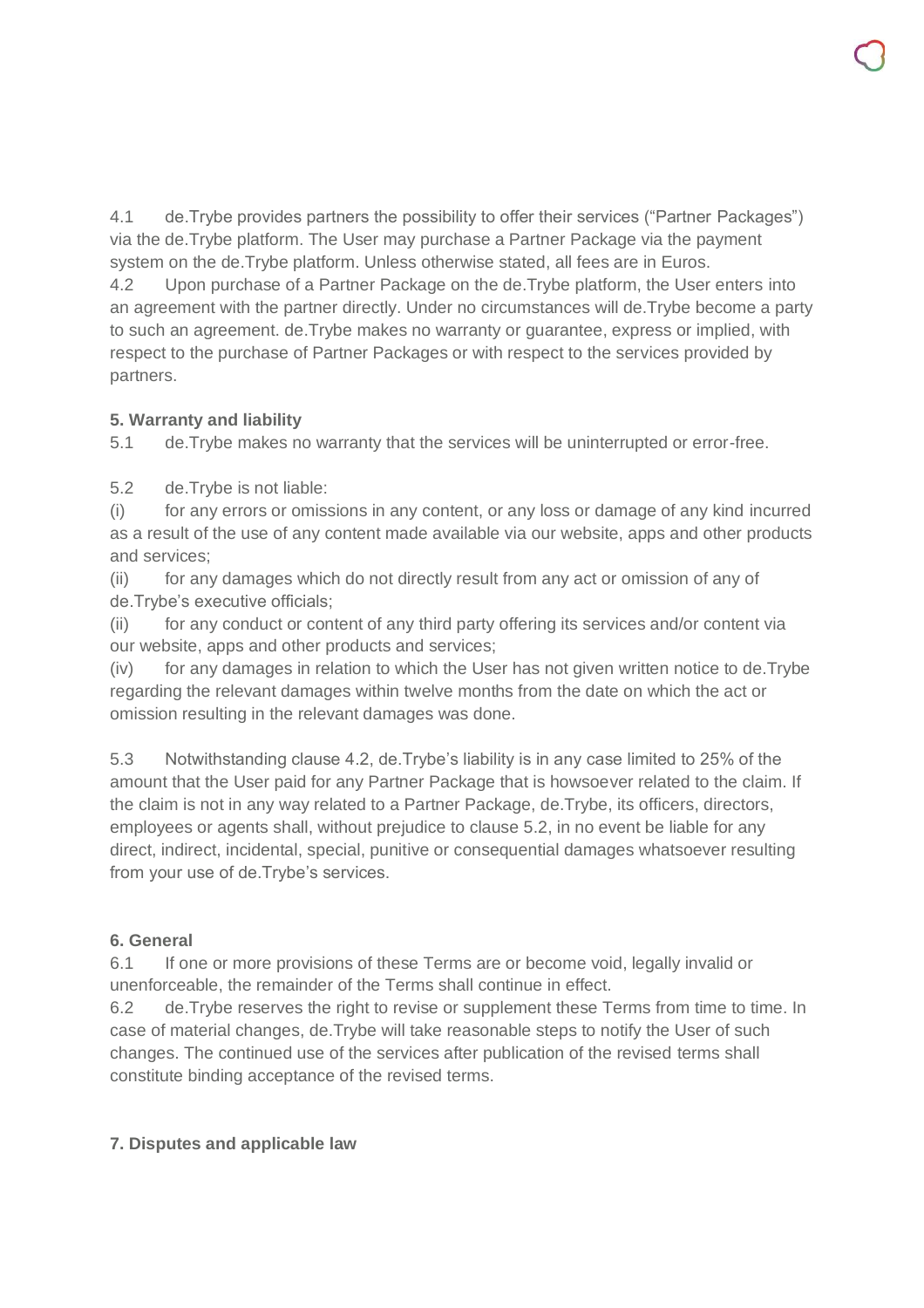4.1 de.Trybe provides partners the possibility to offer their services ("Partner Packages") via the de.Trybe platform. The User may purchase a Partner Package via the payment system on the de.Trybe platform. Unless otherwise stated, all fees are in Euros.

4.2 Upon purchase of a Partner Package on the de.Trybe platform, the User enters into an agreement with the partner directly. Under no circumstances will de.Trybe become a party to such an agreement. de.Trybe makes no warranty or guarantee, express or implied, with respect to the purchase of Partner Packages or with respect to the services provided by partners.

**5. Warranty and liability**

5.1 de.Trybe makes no warranty that the services will be uninterrupted or error-free.

5.2 de.Trybe is not liable:

(i) for any errors or omissions in any content, or any loss or damage of any kind incurred as a result of the use of any content made available via our website, apps and other products and services;

(ii) for any damages which do not directly result from any act or omission of any of de.Trybe's executive officials;

(ii) for any conduct or content of any third party offering its services and/or content via our website, apps and other products and services;

(iv) for any damages in relation to which the User has not given written notice to de.Trybe regarding the relevant damages within twelve months from the date on which the act or omission resulting in the relevant damages was done.

5.3 Notwithstanding clause 4.2, de.Trybe's liability is in any case limited to 25% of the amount that the User paid for any Partner Package that is howsoever related to the claim. If the claim is not in any way related to a Partner Package, de.Trybe, its officers, directors, employees or agents shall, without prejudice to clause 5.2, in no event be liable for any direct, indirect, incidental, special, punitive or consequential damages whatsoever resulting from your use of de.Trybe's services.

**6. General**

6.1 If one or more provisions of these Terms are or become void, legally invalid or unenforceable, the remainder of the Terms shall continue in effect.

6.2 de.Trybe reserves the right to revise or supplement these Terms from time to time. In case of material changes, de.Trybe will take reasonable steps to notify the User of such changes. The continued use of the services after publication of the revised terms shall constitute binding acceptance of the revised terms.

**7. Disputes and applicable law**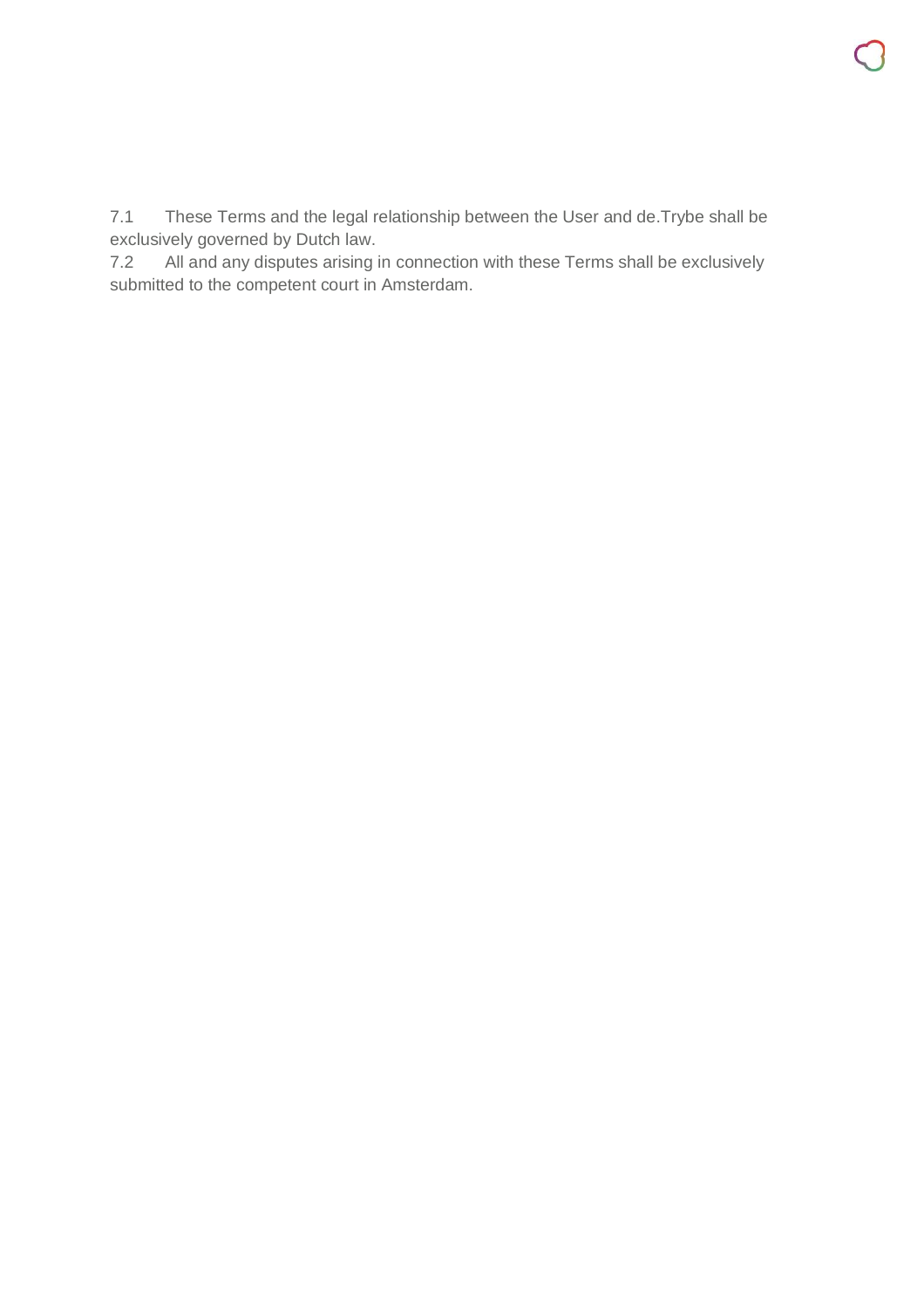7.1 These Terms and the legal relationship between the User and de.Trybe shall be exclusively governed by Dutch law.

7.2 All and any disputes arising in connection with these Terms shall be exclusively submitted to the competent court in Amsterdam.